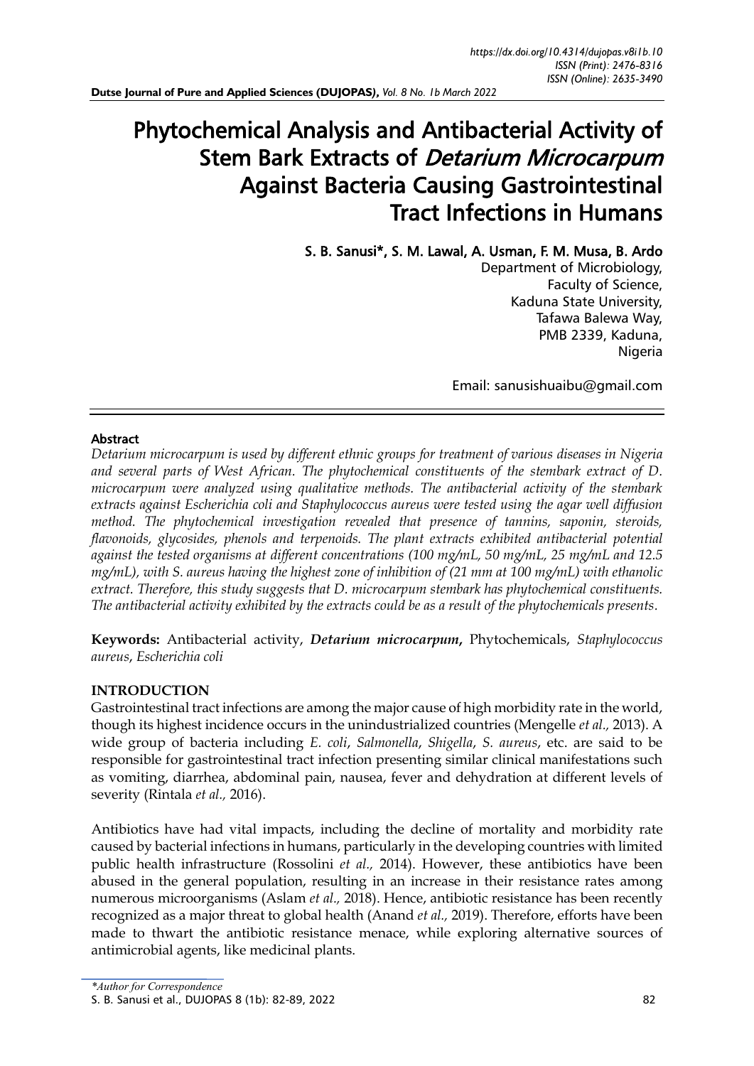# Phytochemical Analysis and Antibacterial Activity of Stem Bark Extracts of *Detarium Microcarpum* Against Bacteria Causing Gastrointestinal Tract Infections in Humans

**S. B. Sanusi\*, S. M. Lawal, A. Usman, F. M. Musa, B. Ardo**

Department of Microbiology,
Faculty of Science,
Kaduna State University,
Tafawa Balewa Way,
PMB 2339, Kaduna,
Nigeria

Email: sanusishuaibu@gmail.com

## Abstract

*Detarium microcarpum is used by different ethnic groups for treatment of various diseases in Nigeria and several parts of West African. The phytochemical constituents of the stembark extract of D. microcarpum were analyzed using qualitative methods. The antibacterial activity of the stembark extracts against Escherichia coli and Staphylococcus aureus were tested using the agar well diffusion method. The phytochemical investigation revealed that presence of tannins, saponin, steroids, flavonoids, glycosides, phenols and terpenoids. The plant extracts exhibited antibacterial potential against the tested organisms at different concentrations (100 mg/mL, 50 mg/mL, 25 mg/mL and 12.5 mg/mL), with S. aureus having the highest zone of inhibition of (21 mm at 100 mg/mL) with ethanolic extract. Therefore, this study suggests that D. microcarpum stembark has phytochemical constituents. The antibacterial activity exhibited by the extracts could be as a result of the phytochemicals presents.*

**Keywords:** Antibacterial activity, ***Detarium microcarpum***, Phytochemicals, *Staphylococcus aureus*, *Escherichia coli*

## INTRODUCTION

Gastrointestinal tract infections are among the major cause of high morbidity rate in the world, though its highest incidence occurs in the unindustrialized countries (Mengelle *et al.,* 2013). A wide group of bacteria including *E. coli*, *Salmonella*, *Shigella*, *S. aureus*, etc. are said to be responsible for gastrointestinal tract infection presenting similar clinical manifestations such as vomiting, diarrhea, abdominal pain, nausea, fever and dehydration at different levels of severity (Rintala *et al.,* 2016).

Antibiotics have had vital impacts, including the decline of mortality and morbidity rate caused by bacterial infections in humans, particularly in the developing countries with limited public health infrastructure (Rossolini *et al.,* 2014). However, these antibiotics have been abused in the general population, resulting in an increase in their resistance rates among numerous microorganisms (Aslam *et al.,* 2018). Hence, antibiotic resistance has been recently recognized as a major threat to global health (Anand *et al.,* 2019). Therefore, efforts have been made to thwart the antibiotic resistance menace, while exploring alternative sources of antimicrobial agents, like medicinal plants.

*\*Author for Correspondence*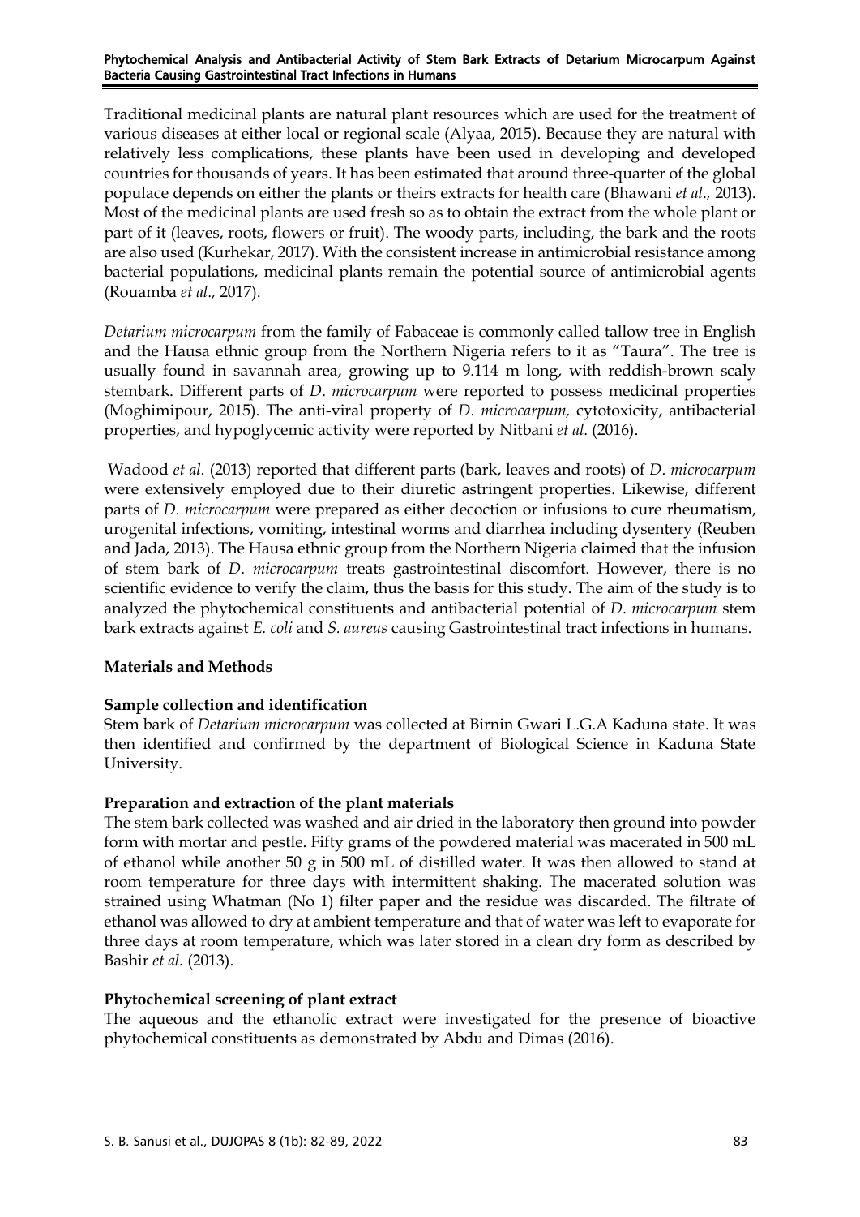Traditional medicinal plants are natural plant resources which are used for the treatment of various diseases at either local or regional scale (Alyaa, 2015). Because they are natural with relatively less complications, these plants have been used in developing and developed countries for thousands of years. It has been estimated that around three-quarter of the global populace depends on either the plants or theirs extracts for health care (Bhawani *et al.,* 2013). Most of the medicinal plants are used fresh so as to obtain the extract from the whole plant or part of it (leaves, roots, flowers or fruit). The woody parts, including, the bark and the roots are also used (Kurhekar, 2017). With the consistent increase in antimicrobial resistance among bacterial populations, medicinal plants remain the potential source of antimicrobial agents (Rouamba *et al.,* 2017).

*Detarium microcarpum* from the family of Fabaceae is commonly called tallow tree in English and the Hausa ethnic group from the Northern Nigeria refers to it as "Taura". The tree is usually found in savannah area, growing up to 9.114 m long, with reddish-brown scaly stembark. Different parts of *D. microcarpum* were reported to possess medicinal properties (Moghimipour, 2015). The anti-viral property of *D. microcarpum,* cytotoxicity, antibacterial properties, and hypoglycemic activity were reported by Nitbani *et al.* (2016).

Wadood *et al.* (2013) reported that different parts (bark, leaves and roots) of *D. microcarpum* were extensively employed due to their diuretic astringent properties. Likewise, different parts of *D. microcarpum* were prepared as either decoction or infusions to cure rheumatism, urogenital infections, vomiting, intestinal worms and diarrhea including dysentery (Reuben and Jada, 2013). The Hausa ethnic group from the Northern Nigeria claimed that the infusion of stem bark of *D. microcarpum* treats gastrointestinal discomfort. However, there is no scientific evidence to verify the claim, thus the basis for this study. The aim of the study is to analyzed the phytochemical constituents and antibacterial potential of *D. microcarpum* stem bark extracts against *E. coli* and *S. aureus* causing Gastrointestinal tract infections in humans.

## Materials and Methods

### Sample collection and identification

Stem bark of *Detarium microcarpum* was collected at Birnin Gwari L.G.A Kaduna state. It was then identified and confirmed by the department of Biological Science in Kaduna State University.

### Preparation and extraction of the plant materials

The stem bark collected was washed and air dried in the laboratory then ground into powder form with mortar and pestle. Fifty grams of the powdered material was macerated in 500 mL of ethanol while another 50 g in 500 mL of distilled water. It was then allowed to stand at room temperature for three days with intermittent shaking. The macerated solution was strained using Whatman (No 1) filter paper and the residue was discarded. The filtrate of ethanol was allowed to dry at ambient temperature and that of water was left to evaporate for three days at room temperature, which was later stored in a clean dry form as described by Bashir *et al.* (2013).

### Phytochemical screening of plant extract

The aqueous and the ethanolic extract were investigated for the presence of bioactive phytochemical constituents as demonstrated by Abdu and Dimas (2016).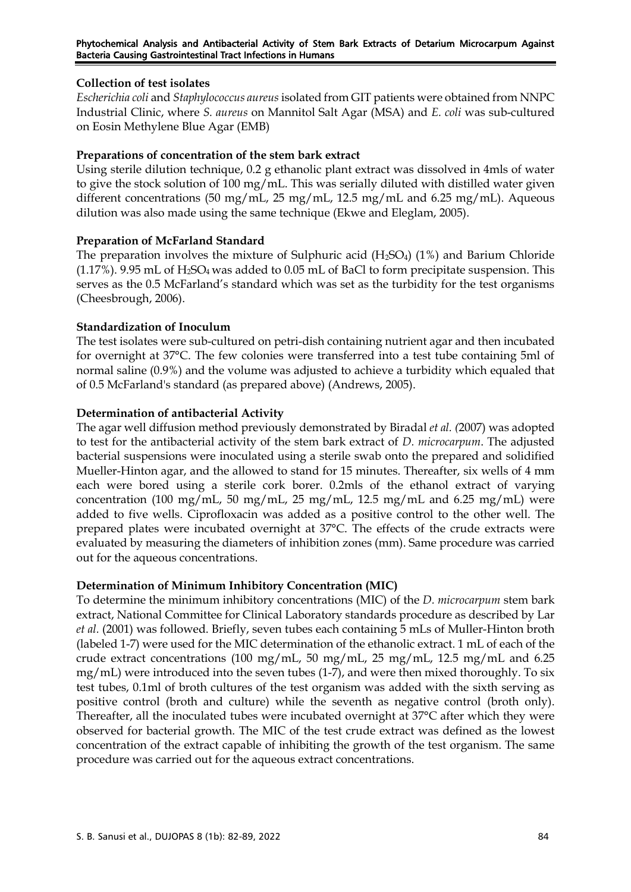**Collection of test isolates**

*Escherichia coli* and *Staphylococcus aureus* isolated from GIT patients were obtained from NNPC Industrial Clinic, where *S. aureus* on Mannitol Salt Agar (MSA) and *E. coli* was sub-cultured on Eosin Methylene Blue Agar (EMB)

**Preparations of concentration of the stem bark extract**

Using sterile dilution technique, 0.2 g ethanolic plant extract was dissolved in 4mls of water to give the stock solution of 100 mg/mL. This was serially diluted with distilled water given different concentrations (50 mg/mL, 25 mg/mL, 12.5 mg/mL and 6.25 mg/mL). Aqueous dilution was also made using the same technique (Ekwe and Eleglam, 2005).

**Preparation of McFarland Standard**

The preparation involves the mixture of Sulphuric acid ($H_2SO_4$) (1%) and Barium Chloride (1.17%). 9.95 mL of $H_2SO_4$ was added to 0.05 mL of BaCl to form precipitate suspension. This serves as the 0.5 McFarland's standard which was set as the turbidity for the test organisms (Cheesbrough, 2006).

**Standardization of Inoculum**

The test isolates were sub-cultured on petri-dish containing nutrient agar and then incubated for overnight at 37°C. The few colonies were transferred into a test tube containing 5ml of normal saline (0.9%) and the volume was adjusted to achieve a turbidity which equaled that of 0.5 McFarland's standard (as prepared above) (Andrews, 2005).

**Determination of antibacterial Activity**

The agar well diffusion method previously demonstrated by Biradal *et al. (*2007) was adopted to test for the antibacterial activity of the stem bark extract of *D. microcarpum*. The adjusted bacterial suspensions were inoculated using a sterile swab onto the prepared and solidified Mueller-Hinton agar, and the allowed to stand for 15 minutes. Thereafter, six wells of 4 mm each were bored using a sterile cork borer. 0.2mls of the ethanol extract of varying concentration (100 mg/mL, 50 mg/mL, 25 mg/mL, 12.5 mg/mL and 6.25 mg/mL) were added to five wells. Ciprofloxacin was added as a positive control to the other well. The prepared plates were incubated overnight at 37°C. The effects of the crude extracts were evaluated by measuring the diameters of inhibition zones (mm). Same procedure was carried out for the aqueous concentrations.

**Determination of Minimum Inhibitory Concentration (MIC)**

To determine the minimum inhibitory concentrations (MIC) of the *D. microcarpum* stem bark extract, National Committee for Clinical Laboratory standards procedure as described by Lar *et al*. (2001) was followed. Briefly, seven tubes each containing 5 mLs of Muller-Hinton broth (labeled 1-7) were used for the MIC determination of the ethanolic extract. 1 mL of each of the crude extract concentrations (100 mg/mL, 50 mg/mL, 25 mg/mL, 12.5 mg/mL and 6.25 mg/mL) were introduced into the seven tubes (1-7), and were then mixed thoroughly. To six test tubes, 0.1ml of broth cultures of the test organism was added with the sixth serving as positive control (broth and culture) while the seventh as negative control (broth only). Thereafter, all the inoculated tubes were incubated overnight at 37°C after which they were observed for bacterial growth. The MIC of the test crude extract was defined as the lowest concentration of the extract capable of inhibiting the growth of the test organism. The same procedure was carried out for the aqueous extract concentrations.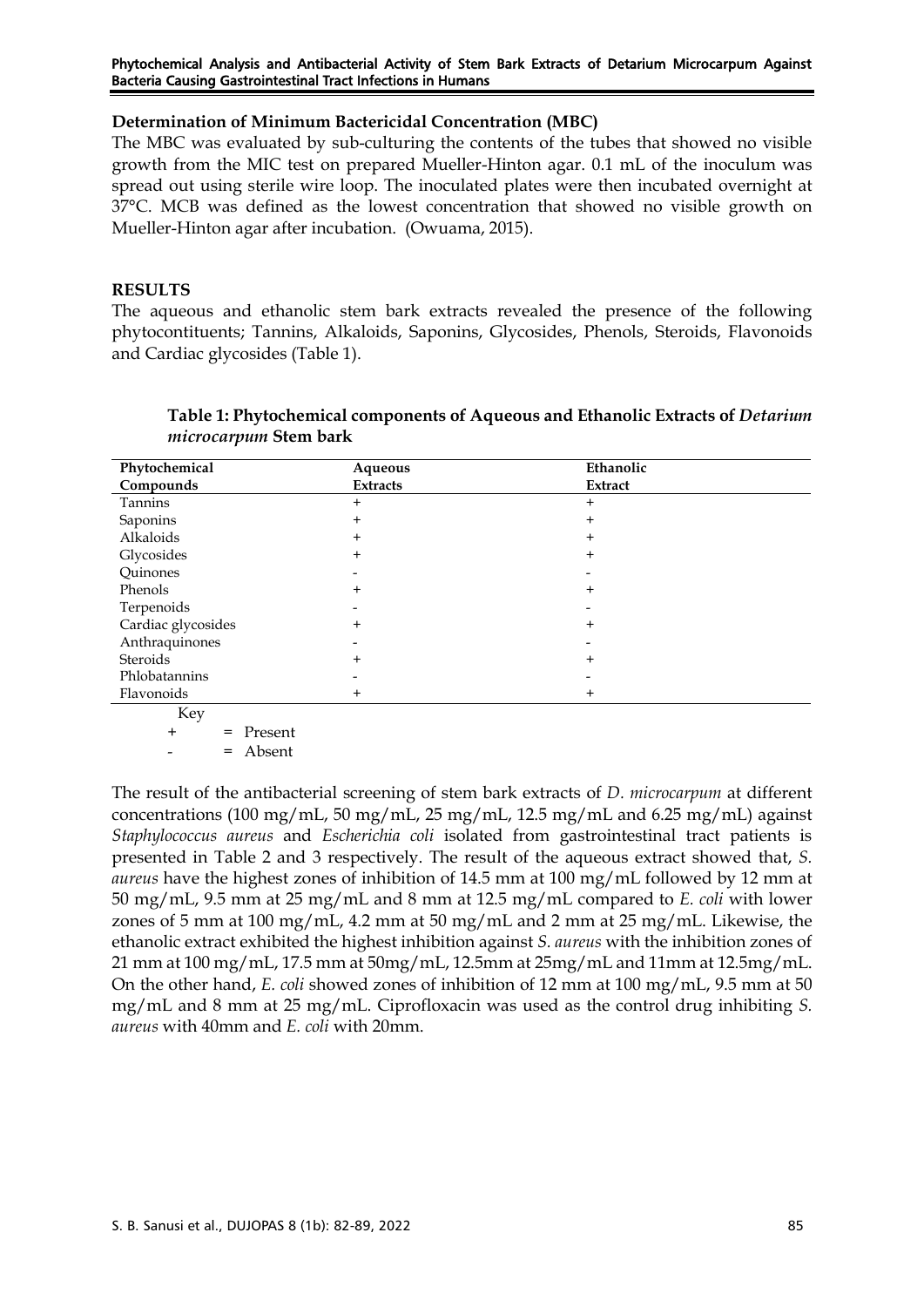**Determination of Minimum Bactericidal Concentration (MBC)**

The MBC was evaluated by sub-culturing the contents of the tubes that showed no visible growth from the MIC test on prepared Mueller-Hinton agar. 0.1 mL of the inoculum was spread out using sterile wire loop. The inoculated plates were then incubated overnight at 37°C. MCB was defined as the lowest concentration that showed no visible growth on Mueller-Hinton agar after incubation. (Owuama, 2015).

## RESULTS

The aqueous and ethanolic stem bark extracts revealed the presence of the following phytocontituents; Tannins, Alkaloids, Saponins, Glycosides, Phenols, Steroids, Flavonoids and Cardiac glycosides (Table 1).

**Table 1: Phytochemical components of Aqueous and Ethanolic Extracts of *Detarium microcarpum* Stem bark**

| Phytochemical Compounds | Aqueous Extracts | Ethanolic Extract |
|---|---|---|
| Tannins | + | + |
| Saponins | + | + |
| Alkaloids | + | + |
| Glycosides | + | + |
| Quinones | - | - |
| Phenols | + | + |
| Terpenoids | - | - |
| Cardiac glycosides | + | + |
| Anthraquinones | - | - |
| Steroids | + | + |
| Phlobatannins | - | - |
| Flavonoids | + | + |

Key
+ = Present
- = Absent

The result of the antibacterial screening of stem bark extracts of *D. microcarpum* at different concentrations (100 mg/mL, 50 mg/mL, 25 mg/mL, 12.5 mg/mL and 6.25 mg/mL) against *Staphylococcus aureus* and *Escherichia coli* isolated from gastrointestinal tract patients is presented in Table 2 and 3 respectively. The result of the aqueous extract showed that, *S. aureus* have the highest zones of inhibition of 14.5 mm at 100 mg/mL followed by 12 mm at 50 mg/mL, 9.5 mm at 25 mg/mL and 8 mm at 12.5 mg/mL compared to *E. coli* with lower zones of 5 mm at 100 mg/mL, 4.2 mm at 50 mg/mL and 2 mm at 25 mg/mL. Likewise, the ethanolic extract exhibited the highest inhibition against *S. aureus* with the inhibition zones of 21 mm at 100 mg/mL, 17.5 mm at 50mg/mL, 12.5mm at 25mg/mL and 11mm at 12.5mg/mL. On the other hand, *E. coli* showed zones of inhibition of 12 mm at 100 mg/mL, 9.5 mm at 50 mg/mL and 8 mm at 25 mg/mL. Ciprofloxacin was used as the control drug inhibiting *S. aureus* with 40mm and *E. coli* with 20mm.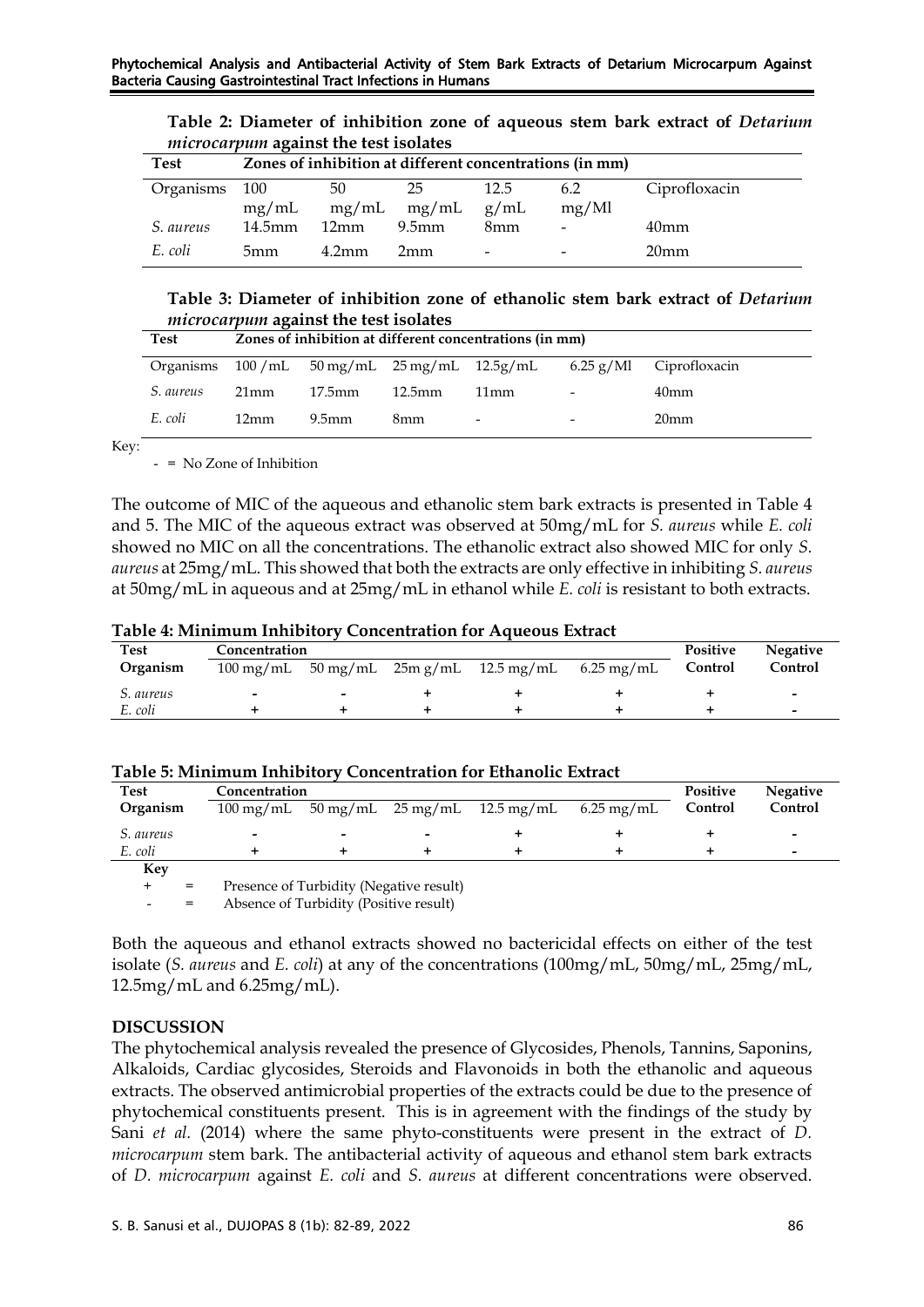**Table 2: Diameter of inhibition zone of aqueous stem bark extract of *Detarium microcarpum* against the test isolates**

| Test | Zones of inhibition at different concentrations (in mm) | | | | | |
|---|---|---|---|---|---|---|
| Organisms | 100 mg/mL | 50 mg/mL | 25 mg/mL | 12.5 g/mL | 6.2 mg/Ml | Ciprofloxacin |
| *S. aureus* | 14.5mm | 12mm | 9.5mm | 8mm | - | 40mm |
| *E. coli* | 5mm | 4.2mm | 2mm | - | - | 20mm |

**Table 3: Diameter of inhibition zone of ethanolic stem bark extract of *Detarium microcarpum* against the test isolates**

| Test | Zones of inhibition at different concentrations (in mm) | | | | | |
|---|---|---|---|---|---|---|
| Organisms | 100 /mL | 50 mg/mL | 25 mg/mL | 12.5g/mL | 6.25 g/Ml | Ciprofloxacin |
| *S. aureus* | 21mm | 17.5mm | 12.5mm | 11mm | - | 40mm |
| *E. coli* | 12mm | 9.5mm | 8mm | - | - | 20mm |

Key:
- = No Zone of Inhibition

The outcome of MIC of the aqueous and ethanolic stem bark extracts is presented in Table 4 and 5. The MIC of the aqueous extract was observed at 50mg/mL for *S. aureus* while *E. coli* showed no MIC on all the concentrations. The ethanolic extract also showed MIC for only *S. aureus* at 25mg/mL. This showed that both the extracts are only effective in inhibiting *S. aureus* at 50mg/mL in aqueous and at 25mg/mL in ethanol while *E. coli* is resistant to both extracts.

**Table 4: Minimum Inhibitory Concentration for Aqueous Extract**

| Test Organism | Concentration 100 mg/mL | 50 mg/mL | 25m g/mL | 12.5 mg/mL | 6.25 mg/mL | Positive Control | Negative Control |
|---|---|---|---|---|---|---|---|
| *S. aureus* | - | - | + | + | + | + | - |
| *E. coli* | + | + | + | + | + | + | - |

**Table 5: Minimum Inhibitory Concentration for Ethanolic Extract**

| Test Organism | Concentration 100 mg/mL | 50 mg/mL | 25 mg/mL | 12.5 mg/mL | 6.25 mg/mL | Positive Control | Negative Control |
|---|---|---|---|---|---|---|---|
| *S. aureus* | - | - | - | + | + | + | - |
| *E. coli* | + | + | + | + | + | + | - |

**Key**

+ = Presence of Turbidity (Negative result)

- = Absence of Turbidity (Positive result)

Both the aqueous and ethanol extracts showed no bactericidal effects on either of the test isolate (*S. aureus* and *E. coli*) at any of the concentrations (100mg/mL, 50mg/mL, 25mg/mL, 12.5mg/mL and 6.25mg/mL).

## DISCUSSION

The phytochemical analysis revealed the presence of Glycosides, Phenols, Tannins, Saponins, Alkaloids, Cardiac glycosides, Steroids and Flavonoids in both the ethanolic and aqueous extracts. The observed antimicrobial properties of the extracts could be due to the presence of phytochemical constituents present. This is in agreement with the findings of the study by Sani *et al*. (2014) where the same phyto-constituents were present in the extract of *D. microcarpum* stem bark. The antibacterial activity of aqueous and ethanol stem bark extracts of *D. microcarpum* against *E. coli* and *S. aureus* at different concentrations were observed.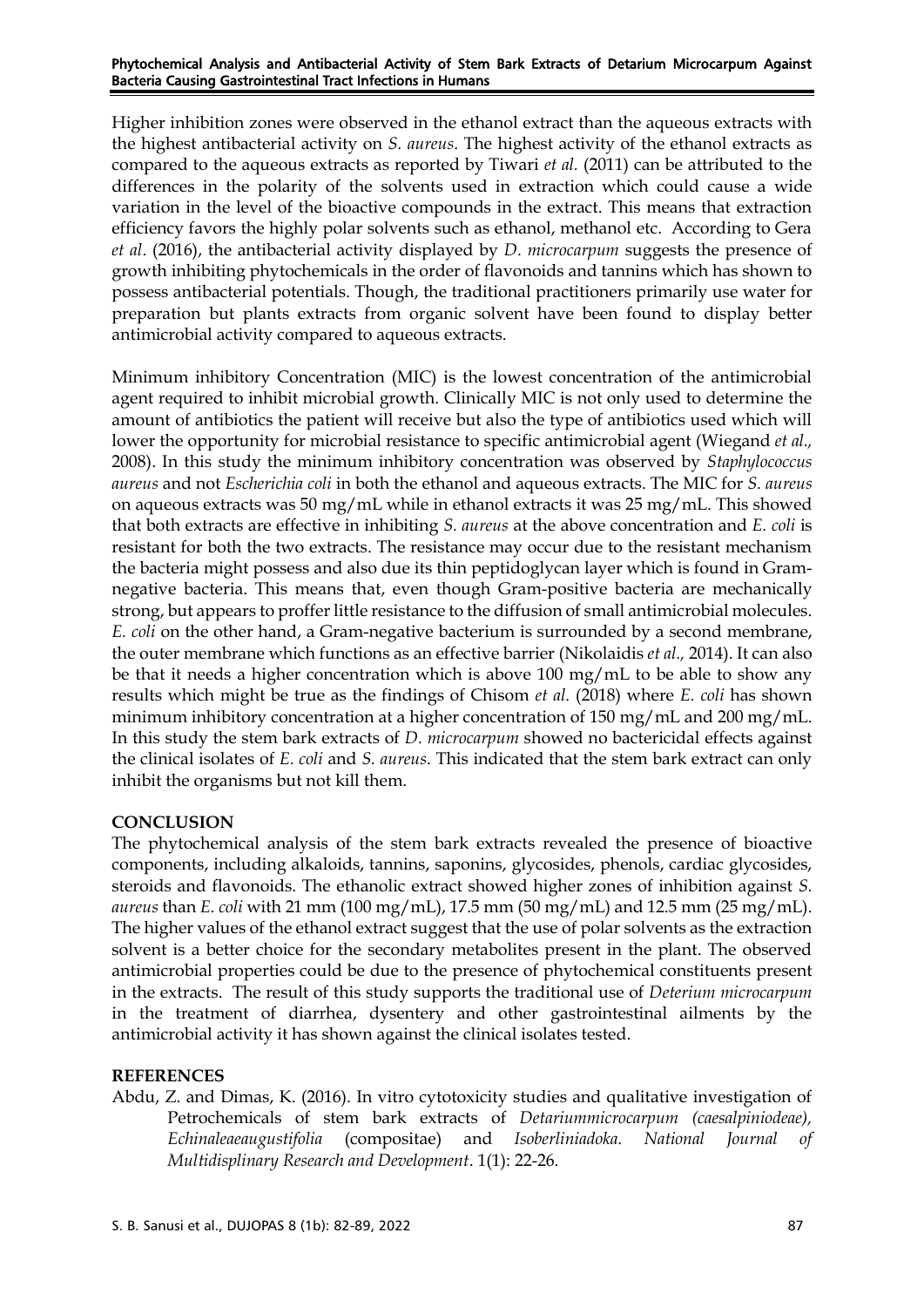Higher inhibition zones were observed in the ethanol extract than the aqueous extracts with the highest antibacterial activity on *S. aureus*. The highest activity of the ethanol extracts as compared to the aqueous extracts as reported by Tiwari *et al.* (2011) can be attributed to the differences in the polarity of the solvents used in extraction which could cause a wide variation in the level of the bioactive compounds in the extract. This means that extraction efficiency favors the highly polar solvents such as ethanol, methanol etc. According to Gera *et al*. (2016), the antibacterial activity displayed by *D. microcarpum* suggests the presence of growth inhibiting phytochemicals in the order of flavonoids and tannins which has shown to possess antibacterial potentials. Though, the traditional practitioners primarily use water for preparation but plants extracts from organic solvent have been found to display better antimicrobial activity compared to aqueous extracts.

Minimum inhibitory Concentration (MIC) is the lowest concentration of the antimicrobial agent required to inhibit microbial growth. Clinically MIC is not only used to determine the amount of antibiotics the patient will receive but also the type of antibiotics used which will lower the opportunity for microbial resistance to specific antimicrobial agent (Wiegand *et al.,* 2008). In this study the minimum inhibitory concentration was observed by *Staphylococcus aureus* and not *Escherichia coli* in both the ethanol and aqueous extracts. The MIC for *S. aureus* on aqueous extracts was 50 mg/mL while in ethanol extracts it was 25 mg/mL. This showed that both extracts are effective in inhibiting *S. aureus* at the above concentration and *E. coli* is resistant for both the two extracts. The resistance may occur due to the resistant mechanism the bacteria might possess and also due its thin peptidoglycan layer which is found in Gram-negative bacteria. This means that, even though Gram-positive bacteria are mechanically strong, but appears to proffer little resistance to the diffusion of small antimicrobial molecules. *E. coli* on the other hand, a Gram-negative bacterium is surrounded by a second membrane, the outer membrane which functions as an effective barrier (Nikolaidis *et al.,* 2014). It can also be that it needs a higher concentration which is above 100 mg/mL to be able to show any results which might be true as the findings of Chisom *et al.* (2018) where *E. coli* has shown minimum inhibitory concentration at a higher concentration of 150 mg/mL and 200 mg/mL. In this study the stem bark extracts of *D. microcarpum* showed no bactericidal effects against the clinical isolates of *E. coli* and *S. aureus*. This indicated that the stem bark extract can only inhibit the organisms but not kill them.

## CONCLUSION

The phytochemical analysis of the stem bark extracts revealed the presence of bioactive components, including alkaloids, tannins, saponins, glycosides, phenols, cardiac glycosides, steroids and flavonoids. The ethanolic extract showed higher zones of inhibition against *S. aureus* than *E. coli* with 21 mm (100 mg/mL), 17.5 mm (50 mg/mL) and 12.5 mm (25 mg/mL). The higher values of the ethanol extract suggest that the use of polar solvents as the extraction solvent is a better choice for the secondary metabolites present in the plant. The observed antimicrobial properties could be due to the presence of phytochemical constituents present in the extracts. The result of this study supports the traditional use of *Deterium microcarpum* in the treatment of diarrhea, dysentery and other gastrointestinal ailments by the antimicrobial activity it has shown against the clinical isolates tested.

## REFERENCES

Abdu, Z. and Dimas, K. (2016). In vitro cytotoxicity studies and qualitative investigation of Petrochemicals of stem bark extracts of *Detariummicrocarpum (caesalpiniodeae), Echinaleaeaugustifolia* (compositae) and *Isoberliniadoka. National Journal of Multidisplinary Research and Development*. 1(1): 22-26.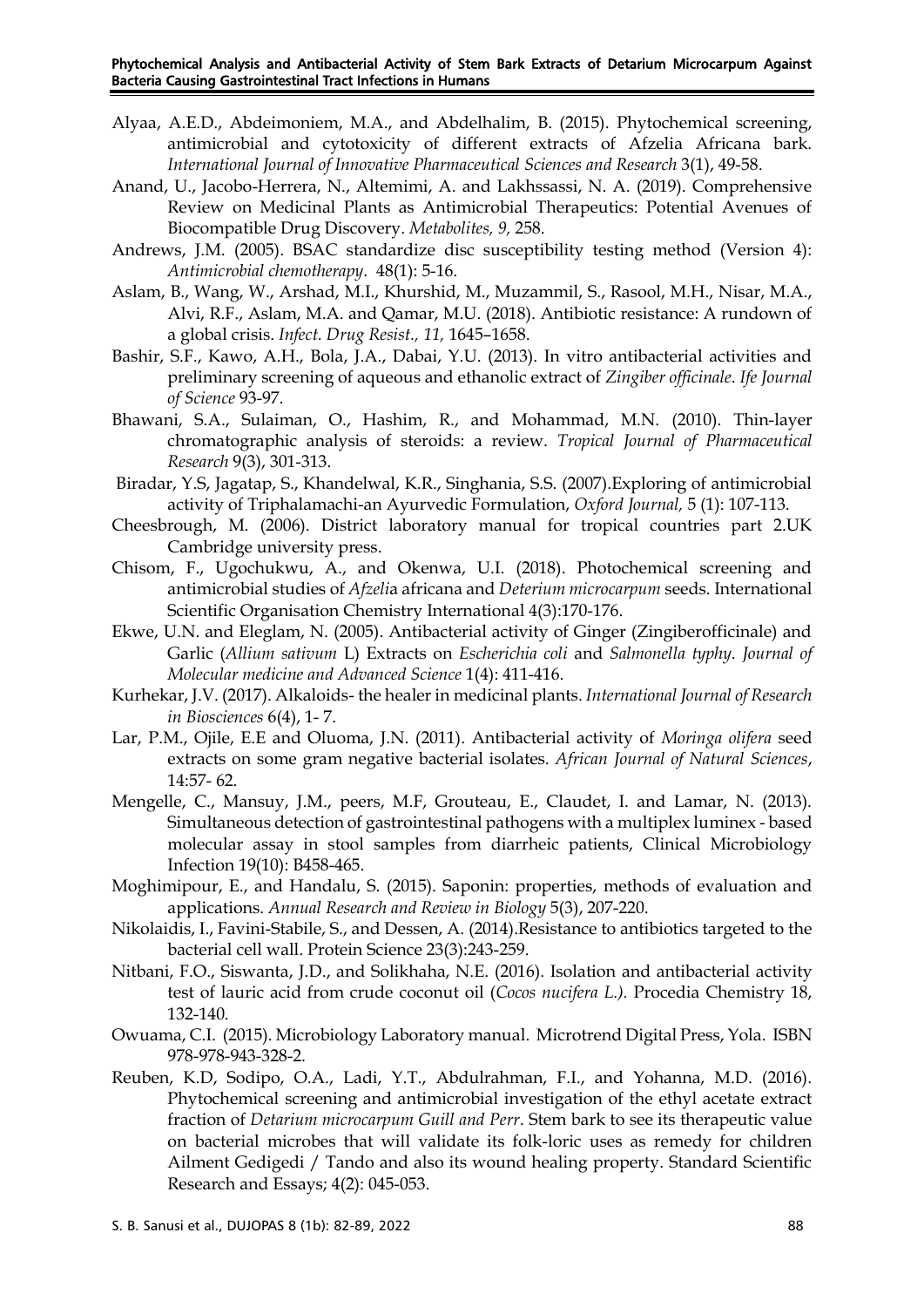Alyaa, A.E.D., Abdeimoniem, M.A., and Abdelhalim, B. (2015). Phytochemical screening, antimicrobial and cytotoxicity of different extracts of Afzelia Africana bark. *International Journal of Innovative Pharmaceutical Sciences and Research* 3(1), 49-58.

Anand, U., Jacobo-Herrera, N., Altemimi, A. and Lakhssassi, N. A. (2019). Comprehensive Review on Medicinal Plants as Antimicrobial Therapeutics: Potential Avenues of Biocompatible Drug Discovery. *Metabolites, 9,* 258.

Andrews, J.M. (2005). BSAC standardize disc susceptibility testing method (Version 4): *Antimicrobial chemotherapy*. 48(1): 5-16.

Aslam, B., Wang, W., Arshad, M.I., Khurshid, M., Muzammil, S., Rasool, M.H., Nisar, M.A., Alvi, R.F., Aslam, M.A. and Qamar, M.U. (2018). Antibiotic resistance: A rundown of a global crisis. *Infect. Drug Resist., 11,* 1645–1658.

Bashir, S.F., Kawo, A.H., Bola, J.A., Dabai, Y.U. (2013). In vitro antibacterial activities and preliminary screening of aqueous and ethanolic extract of *Zingiber officinale*. *Ife Journal of Science* 93-97.

Bhawani, S.A., Sulaiman, O., Hashim, R., and Mohammad, M.N. (2010). Thin-layer chromatographic analysis of steroids: a review. *Tropical Journal of Pharmaceutical Research* 9(3), 301-313.

Biradar, Y.S, Jagatap, S., Khandelwal, K.R., Singhania, S.S. (2007).Exploring of antimicrobial activity of Triphalamachi-an Ayurvedic Formulation, *Oxford Journal,* 5 (1): 107-113.

Cheesbrough, M. (2006). District laboratory manual for tropical countries part 2.UK Cambridge university press.

Chisom, F., Ugochukwu, A., and Okenwa, U.I. (2018). Photochemical screening and antimicrobial studies of *Afzeli*a africana and *Deterium microcarpum* seeds. International Scientific Organisation Chemistry International 4(3):170-176.

Ekwe, U.N. and Eleglam, N. (2005). Antibacterial activity of Ginger (Zingiberofficinale) and Garlic (*Allium sativum* L) Extracts on *Escherichia coli* and *Salmonella typhy*. *Journal of Molecular medicine and Advanced Science* 1(4): 411-416.

Kurhekar, J.V. (2017). Alkaloids- the healer in medicinal plants. *International Journal of Research in Biosciences* 6(4), 1- 7.

Lar, P.M., Ojile, E.E and Oluoma, J.N. (2011). Antibacterial activity of *Moringa olifera* seed extracts on some gram negative bacterial isolates. *African Journal of Natural Sciences*, 14:57- 62.

Mengelle, C., Mansuy, J.M., peers, M.F, Grouteau, E., Claudet, I. and Lamar, N. (2013). Simultaneous detection of gastrointestinal pathogens with a multiplex luminex - based molecular assay in stool samples from diarrheic patients, Clinical Microbiology Infection 19(10): B458-465.

Moghimipour, E., and Handalu, S. (2015). Saponin: properties, methods of evaluation and applications. *Annual Research and Review in Biology* 5(3), 207-220.

Nikolaidis, I., Favini-Stabile, S., and Dessen, A. (2014).Resistance to antibiotics targeted to the bacterial cell wall. Protein Science 23(3):243-259.

Nitbani, F.O., Siswanta, J.D., and Solikhaha, N.E. (2016). Isolation and antibacterial activity test of lauric acid from crude coconut oil (*Cocos nucifera L.).* Procedia Chemistry 18, 132-140.

Owuama, C.I. (2015). Microbiology Laboratory manual. Microtrend Digital Press, Yola. ISBN 978-978-943-328-2.

Reuben, K.D, Sodipo, O.A., Ladi, Y.T., Abdulrahman, F.I., and Yohanna, M.D. (2016). Phytochemical screening and antimicrobial investigation of the ethyl acetate extract fraction of *Detarium microcarpum Guill and Perr*. Stem bark to see its therapeutic value on bacterial microbes that will validate its folk-loric uses as remedy for children Ailment Gedigedi / Tando and also its wound healing property. Standard Scientific Research and Essays; 4(2): 045-053.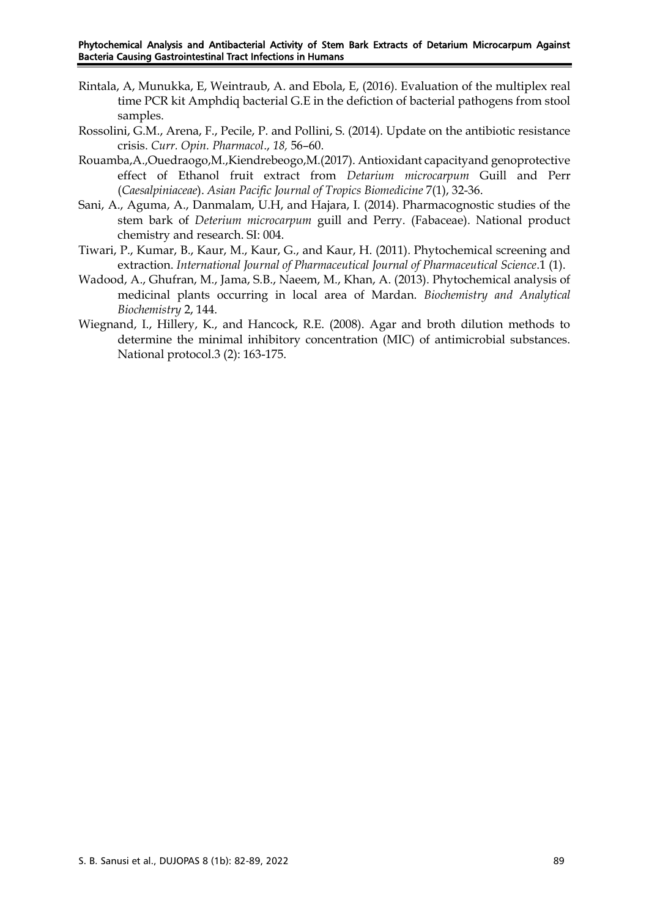Rintala, A, Munukka, E, Weintraub, A. and Ebola, E, (2016). Evaluation of the multiplex real time PCR kit Amphdiq bacterial G.E in the defiction of bacterial pathogens from stool samples.

Rossolini, G.M., Arena, F., Pecile, P. and Pollini, S. (2014). Update on the antibiotic resistance crisis. *Curr. Opin. Pharmacol*., *18,* 56–60.

Rouamba,A.,Ouedraogo,M.,Kiendrebeogo,M.(2017). Antioxidant capacityand genoprotective effect of Ethanol fruit extract from *Detarium microcarpum* Guill and Perr (*Caesalpiniaceae*). *Asian Pacific Journal of Tropics Biomedicine* 7(1), 32-36.

Sani, A., Aguma, A., Danmalam, U.H, and Hajara, I. (2014). Pharmacognostic studies of the stem bark of *Deterium microcarpum* guill and Perry. (Fabaceae). National product chemistry and research. SI: 004.

Tiwari, P., Kumar, B., Kaur, M., Kaur, G., and Kaur, H. (2011). Phytochemical screening and extraction. *International Journal of Pharmaceutical Journal of Pharmaceutical Science*.1 (1).

Wadood, A., Ghufran, M., Jama, S.B., Naeem, M., Khan, A. (2013). Phytochemical analysis of medicinal plants occurring in local area of Mardan. *Biochemistry and Analytical Biochemistry* 2, 144.

Wiegnand, I., Hillery, K., and Hancock, R.E. (2008). Agar and broth dilution methods to determine the minimal inhibitory concentration (MIC) of antimicrobial substances. National protocol.3 (2): 163-175.